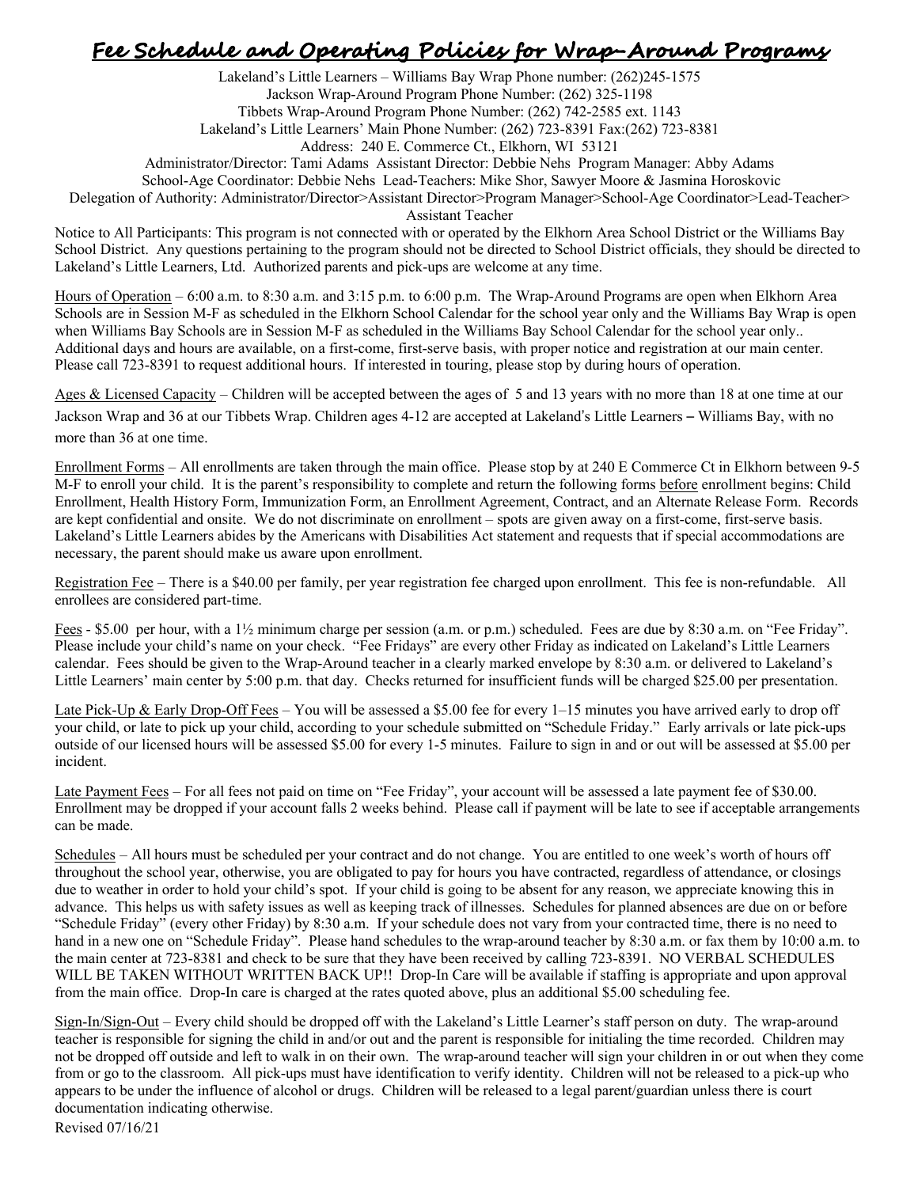# Fee Schedule and Operating Policies for Wrap-Around Programs

Lakeland's Little Learners – Williams Bay Wrap Phone number: (262)245-1575
Jackson Wrap-Around Program Phone Number: (262) 325-1198
Tibbets Wrap-Around Program Phone Number: (262) 742-2585 ext. 1143
Lakeland's Little Learners' Main Phone Number: (262) 723-8391 Fax:(262) 723-8381
Address: 240 E. Commerce Ct., Elkhorn, WI 53121
Administrator/Director: Tami Adams Assistant Director: Debbie Nehs Program Manager: Abby Adams
School-Age Coordinator: Debbie Nehs Lead-Teachers: Mike Shor, Sawyer Moore & Jasmina Horoskovic
Delegation of Authority: Administrator/Director>Assistant Director>Program Manager>School-Age Coordinator>Lead-Teacher> Assistant Teacher

Notice to All Participants: This program is not connected with or operated by the Elkhorn Area School District or the Williams Bay School District. Any questions pertaining to the program should not be directed to School District officials, they should be directed to Lakeland's Little Learners, Ltd. Authorized parents and pick-ups are welcome at any time.

Hours of Operation – 6:00 a.m. to 8:30 a.m. and 3:15 p.m. to 6:00 p.m. The Wrap-Around Programs are open when Elkhorn Area Schools are in Session M-F as scheduled in the Elkhorn School Calendar for the school year only and the Williams Bay Wrap is open when Williams Bay Schools are in Session M-F as scheduled in the Williams Bay School Calendar for the school year only.. Additional days and hours are available, on a first-come, first-serve basis, with proper notice and registration at our main center. Please call 723-8391 to request additional hours. If interested in touring, please stop by during hours of operation.

Ages & Licensed Capacity – Children will be accepted between the ages of 5 and 13 years with no more than 18 at one time at our Jackson Wrap and 36 at our Tibbets Wrap. Children ages 4-12 are accepted at Lakeland's Little Learners – Williams Bay, with no more than 36 at one time.

Enrollment Forms – All enrollments are taken through the main office. Please stop by at 240 E Commerce Ct in Elkhorn between 9-5 M-F to enroll your child. It is the parent's responsibility to complete and return the following forms before enrollment begins: Child Enrollment, Health History Form, Immunization Form, an Enrollment Agreement, Contract, and an Alternate Release Form. Records are kept confidential and onsite. We do not discriminate on enrollment – spots are given away on a first-come, first-serve basis. Lakeland's Little Learners abides by the Americans with Disabilities Act statement and requests that if special accommodations are necessary, the parent should make us aware upon enrollment.

Registration Fee – There is a $40.00 per family, per year registration fee charged upon enrollment. This fee is non-refundable. All enrollees are considered part-time.

Fees - $5.00 per hour, with a 1½ minimum charge per session (a.m. or p.m.) scheduled. Fees are due by 8:30 a.m. on "Fee Friday". Please include your child's name on your check. "Fee Fridays" are every other Friday as indicated on Lakeland's Little Learners calendar. Fees should be given to the Wrap-Around teacher in a clearly marked envelope by 8:30 a.m. or delivered to Lakeland's Little Learners' main center by 5:00 p.m. that day. Checks returned for insufficient funds will be charged $25.00 per presentation.

Late Pick-Up & Early Drop-Off Fees – You will be assessed a $5.00 fee for every 1–15 minutes you have arrived early to drop off your child, or late to pick up your child, according to your schedule submitted on "Schedule Friday." Early arrivals or late pick-ups outside of our licensed hours will be assessed $5.00 for every 1-5 minutes. Failure to sign in and or out will be assessed at $5.00 per incident.

Late Payment Fees – For all fees not paid on time on "Fee Friday", your account will be assessed a late payment fee of $30.00. Enrollment may be dropped if your account falls 2 weeks behind. Please call if payment will be late to see if acceptable arrangements can be made.

Schedules – All hours must be scheduled per your contract and do not change. You are entitled to one week's worth of hours off throughout the school year, otherwise, you are obligated to pay for hours you have contracted, regardless of attendance, or closings due to weather in order to hold your child's spot. If your child is going to be absent for any reason, we appreciate knowing this in advance. This helps us with safety issues as well as keeping track of illnesses. Schedules for planned absences are due on or before "Schedule Friday" (every other Friday) by 8:30 a.m. If your schedule does not vary from your contracted time, there is no need to hand in a new one on "Schedule Friday". Please hand schedules to the wrap-around teacher by 8:30 a.m. or fax them by 10:00 a.m. to the main center at 723-8381 and check to be sure that they have been received by calling 723-8391. NO VERBAL SCHEDULES WILL BE TAKEN WITHOUT WRITTEN BACK UP!! Drop-In Care will be available if staffing is appropriate and upon approval from the main office. Drop-In care is charged at the rates quoted above, plus an additional $5.00 scheduling fee.

Sign-In/Sign-Out – Every child should be dropped off with the Lakeland's Little Learner's staff person on duty. The wrap-around teacher is responsible for signing the child in and/or out and the parent is responsible for initialing the time recorded. Children may not be dropped off outside and left to walk in on their own. The wrap-around teacher will sign your children in or out when they come from or go to the classroom. All pick-ups must have identification to verify identity. Children will not be released to a pick-up who appears to be under the influence of alcohol or drugs. Children will be released to a legal parent/guardian unless there is court documentation indicating otherwise.

Revised 07/16/21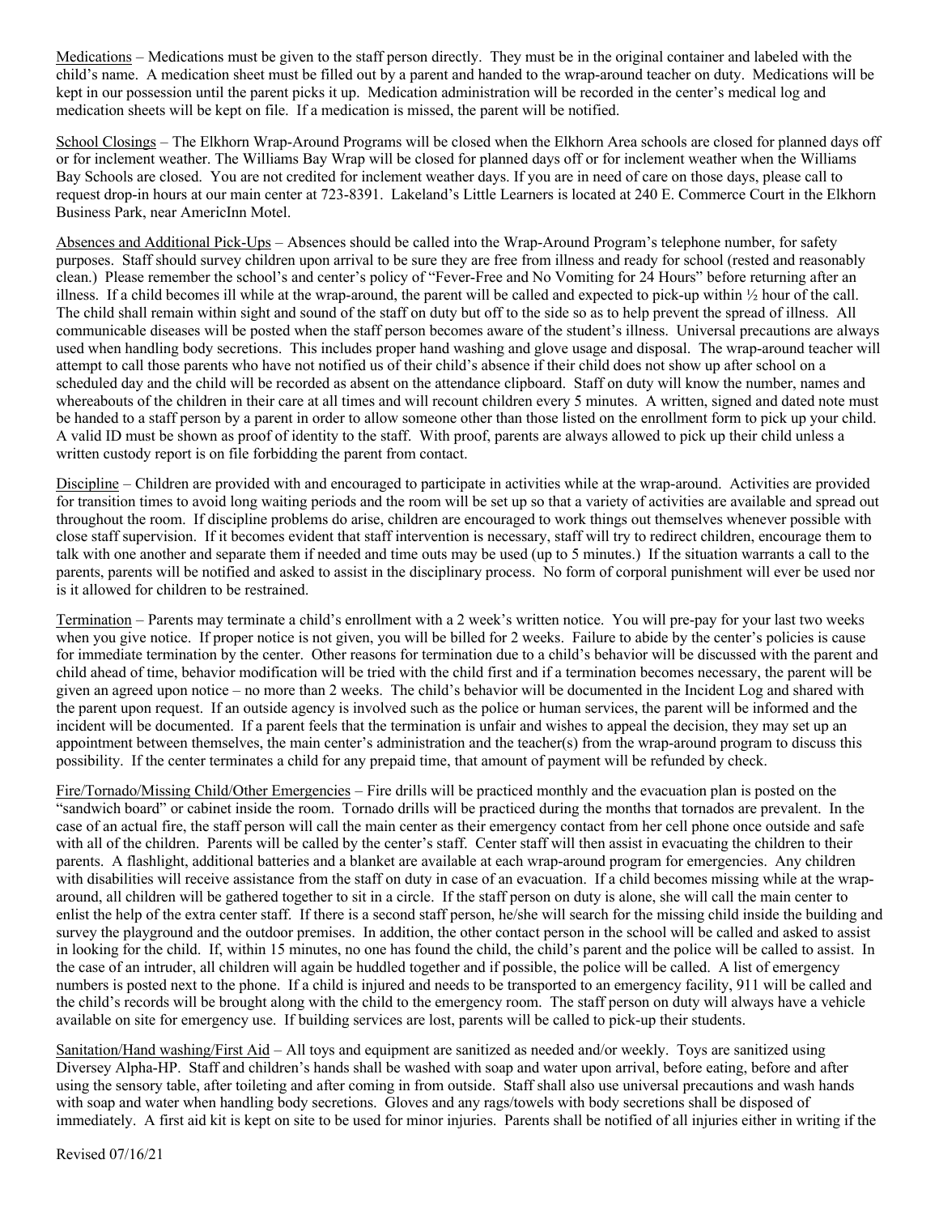Medications – Medications must be given to the staff person directly. They must be in the original container and labeled with the child's name. A medication sheet must be filled out by a parent and handed to the wrap-around teacher on duty. Medications will be kept in our possession until the parent picks it up. Medication administration will be recorded in the center's medical log and medication sheets will be kept on file. If a medication is missed, the parent will be notified.

School Closings – The Elkhorn Wrap-Around Programs will be closed when the Elkhorn Area schools are closed for planned days off or for inclement weather. The Williams Bay Wrap will be closed for planned days off or for inclement weather when the Williams Bay Schools are closed. You are not credited for inclement weather days. If you are in need of care on those days, please call to request drop-in hours at our main center at 723-8391. Lakeland's Little Learners is located at 240 E. Commerce Court in the Elkhorn Business Park, near AmericInn Motel.

Absences and Additional Pick-Ups – Absences should be called into the Wrap-Around Program's telephone number, for safety purposes. Staff should survey children upon arrival to be sure they are free from illness and ready for school (rested and reasonably clean.) Please remember the school's and center's policy of "Fever-Free and No Vomiting for 24 Hours" before returning after an illness. If a child becomes ill while at the wrap-around, the parent will be called and expected to pick-up within ½ hour of the call. The child shall remain within sight and sound of the staff on duty but off to the side so as to help prevent the spread of illness. All communicable diseases will be posted when the staff person becomes aware of the student's illness. Universal precautions are always used when handling body secretions. This includes proper hand washing and glove usage and disposal. The wrap-around teacher will attempt to call those parents who have not notified us of their child's absence if their child does not show up after school on a scheduled day and the child will be recorded as absent on the attendance clipboard. Staff on duty will know the number, names and whereabouts of the children in their care at all times and will recount children every 5 minutes. A written, signed and dated note must be handed to a staff person by a parent in order to allow someone other than those listed on the enrollment form to pick up your child. A valid ID must be shown as proof of identity to the staff. With proof, parents are always allowed to pick up their child unless a written custody report is on file forbidding the parent from contact.

Discipline – Children are provided with and encouraged to participate in activities while at the wrap-around. Activities are provided for transition times to avoid long waiting periods and the room will be set up so that a variety of activities are available and spread out throughout the room. If discipline problems do arise, children are encouraged to work things out themselves whenever possible with close staff supervision. If it becomes evident that staff intervention is necessary, staff will try to redirect children, encourage them to talk with one another and separate them if needed and time outs may be used (up to 5 minutes.) If the situation warrants a call to the parents, parents will be notified and asked to assist in the disciplinary process. No form of corporal punishment will ever be used nor is it allowed for children to be restrained.

Termination – Parents may terminate a child's enrollment with a 2 week's written notice. You will pre-pay for your last two weeks when you give notice. If proper notice is not given, you will be billed for 2 weeks. Failure to abide by the center's policies is cause for immediate termination by the center. Other reasons for termination due to a child's behavior will be discussed with the parent and child ahead of time, behavior modification will be tried with the child first and if a termination becomes necessary, the parent will be given an agreed upon notice – no more than 2 weeks. The child's behavior will be documented in the Incident Log and shared with the parent upon request. If an outside agency is involved such as the police or human services, the parent will be informed and the incident will be documented. If a parent feels that the termination is unfair and wishes to appeal the decision, they may set up an appointment between themselves, the main center's administration and the teacher(s) from the wrap-around program to discuss this possibility. If the center terminates a child for any prepaid time, that amount of payment will be refunded by check.

Fire/Tornado/Missing Child/Other Emergencies – Fire drills will be practiced monthly and the evacuation plan is posted on the "sandwich board" or cabinet inside the room. Tornado drills will be practiced during the months that tornados are prevalent. In the case of an actual fire, the staff person will call the main center as their emergency contact from her cell phone once outside and safe with all of the children. Parents will be called by the center's staff. Center staff will then assist in evacuating the children to their parents. A flashlight, additional batteries and a blanket are available at each wrap-around program for emergencies. Any children with disabilities will receive assistance from the staff on duty in case of an evacuation. If a child becomes missing while at the wrap-around, all children will be gathered together to sit in a circle. If the staff person on duty is alone, she will call the main center to enlist the help of the extra center staff. If there is a second staff person, he/she will search for the missing child inside the building and survey the playground and the outdoor premises. In addition, the other contact person in the school will be called and asked to assist in looking for the child. If, within 15 minutes, no one has found the child, the child's parent and the police will be called to assist. In the case of an intruder, all children will again be huddled together and if possible, the police will be called. A list of emergency numbers is posted next to the phone. If a child is injured and needs to be transported to an emergency facility, 911 will be called and the child's records will be brought along with the child to the emergency room. The staff person on duty will always have a vehicle available on site for emergency use. If building services are lost, parents will be called to pick-up their students.

Sanitation/Hand washing/First Aid – All toys and equipment are sanitized as needed and/or weekly. Toys are sanitized using Diversey Alpha-HP. Staff and children's hands shall be washed with soap and water upon arrival, before eating, before and after using the sensory table, after toileting and after coming in from outside. Staff shall also use universal precautions and wash hands with soap and water when handling body secretions. Gloves and any rags/towels with body secretions shall be disposed of immediately. A first aid kit is kept on site to be used for minor injuries. Parents shall be notified of all injuries either in writing if the

Revised 07/16/21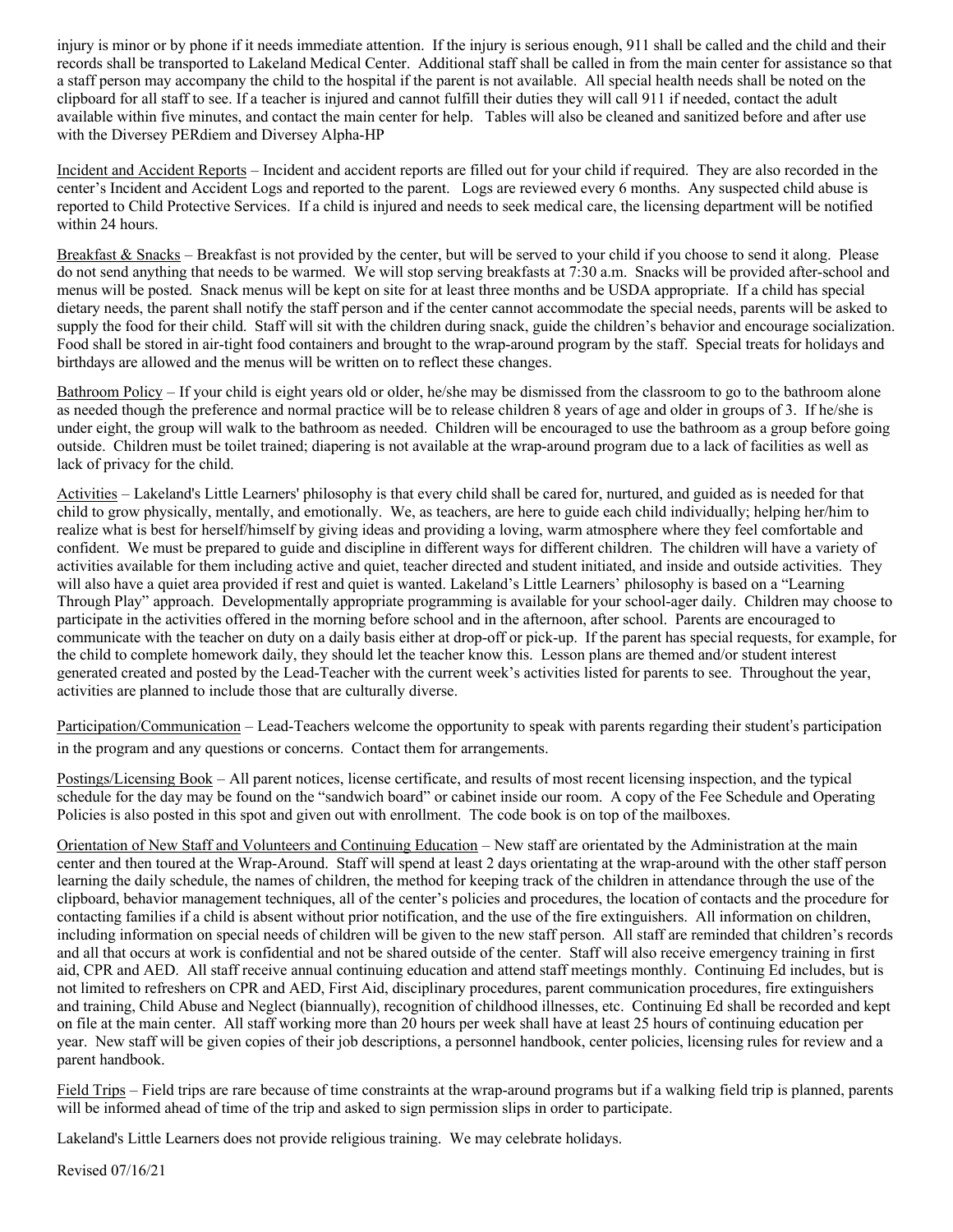injury is minor or by phone if it needs immediate attention. If the injury is serious enough, 911 shall be called and the child and their records shall be transported to Lakeland Medical Center. Additional staff shall be called in from the main center for assistance so that a staff person may accompany the child to the hospital if the parent is not available. All special health needs shall be noted on the clipboard for all staff to see. If a teacher is injured and cannot fulfill their duties they will call 911 if needed, contact the adult available within five minutes, and contact the main center for help. Tables will also be cleaned and sanitized before and after use with the Diversey PERdiem and Diversey Alpha-HP

Incident and Accident Reports – Incident and accident reports are filled out for your child if required. They are also recorded in the center's Incident and Accident Logs and reported to the parent. Logs are reviewed every 6 months. Any suspected child abuse is reported to Child Protective Services. If a child is injured and needs to seek medical care, the licensing department will be notified within 24 hours.

Breakfast & Snacks – Breakfast is not provided by the center, but will be served to your child if you choose to send it along. Please do not send anything that needs to be warmed. We will stop serving breakfasts at 7:30 a.m. Snacks will be provided after-school and menus will be posted. Snack menus will be kept on site for at least three months and be USDA appropriate. If a child has special dietary needs, the parent shall notify the staff person and if the center cannot accommodate the special needs, parents will be asked to supply the food for their child. Staff will sit with the children during snack, guide the children's behavior and encourage socialization. Food shall be stored in air-tight food containers and brought to the wrap-around program by the staff. Special treats for holidays and birthdays are allowed and the menus will be written on to reflect these changes.

Bathroom Policy – If your child is eight years old or older, he/she may be dismissed from the classroom to go to the bathroom alone as needed though the preference and normal practice will be to release children 8 years of age and older in groups of 3. If he/she is under eight, the group will walk to the bathroom as needed. Children will be encouraged to use the bathroom as a group before going outside. Children must be toilet trained; diapering is not available at the wrap-around program due to a lack of facilities as well as lack of privacy for the child.

Activities – Lakeland's Little Learners' philosophy is that every child shall be cared for, nurtured, and guided as is needed for that child to grow physically, mentally, and emotionally. We, as teachers, are here to guide each child individually; helping her/him to realize what is best for herself/himself by giving ideas and providing a loving, warm atmosphere where they feel comfortable and confident. We must be prepared to guide and discipline in different ways for different children. The children will have a variety of activities available for them including active and quiet, teacher directed and student initiated, and inside and outside activities. They will also have a quiet area provided if rest and quiet is wanted. Lakeland's Little Learners' philosophy is based on a "Learning Through Play" approach. Developmentally appropriate programming is available for your school-ager daily. Children may choose to participate in the activities offered in the morning before school and in the afternoon, after school. Parents are encouraged to communicate with the teacher on duty on a daily basis either at drop-off or pick-up. If the parent has special requests, for example, for the child to complete homework daily, they should let the teacher know this. Lesson plans are themed and/or student interest generated created and posted by the Lead-Teacher with the current week's activities listed for parents to see. Throughout the year, activities are planned to include those that are culturally diverse.

Participation/Communication – Lead-Teachers welcome the opportunity to speak with parents regarding their student's participation in the program and any questions or concerns. Contact them for arrangements.

Postings/Licensing Book – All parent notices, license certificate, and results of most recent licensing inspection, and the typical schedule for the day may be found on the "sandwich board" or cabinet inside our room. A copy of the Fee Schedule and Operating Policies is also posted in this spot and given out with enrollment. The code book is on top of the mailboxes.

Orientation of New Staff and Volunteers and Continuing Education – New staff are orientated by the Administration at the main center and then toured at the Wrap-Around. Staff will spend at least 2 days orientating at the wrap-around with the other staff person learning the daily schedule, the names of children, the method for keeping track of the children in attendance through the use of the clipboard, behavior management techniques, all of the center's policies and procedures, the location of contacts and the procedure for contacting families if a child is absent without prior notification, and the use of the fire extinguishers. All information on children, including information on special needs of children will be given to the new staff person. All staff are reminded that children's records and all that occurs at work is confidential and not be shared outside of the center. Staff will also receive emergency training in first aid, CPR and AED. All staff receive annual continuing education and attend staff meetings monthly. Continuing Ed includes, but is not limited to refreshers on CPR and AED, First Aid, disciplinary procedures, parent communication procedures, fire extinguishers and training, Child Abuse and Neglect (biannually), recognition of childhood illnesses, etc. Continuing Ed shall be recorded and kept on file at the main center. All staff working more than 20 hours per week shall have at least 25 hours of continuing education per year. New staff will be given copies of their job descriptions, a personnel handbook, center policies, licensing rules for review and a parent handbook.

Field Trips – Field trips are rare because of time constraints at the wrap-around programs but if a walking field trip is planned, parents will be informed ahead of time of the trip and asked to sign permission slips in order to participate.

Lakeland's Little Learners does not provide religious training. We may celebrate holidays.

Revised 07/16/21